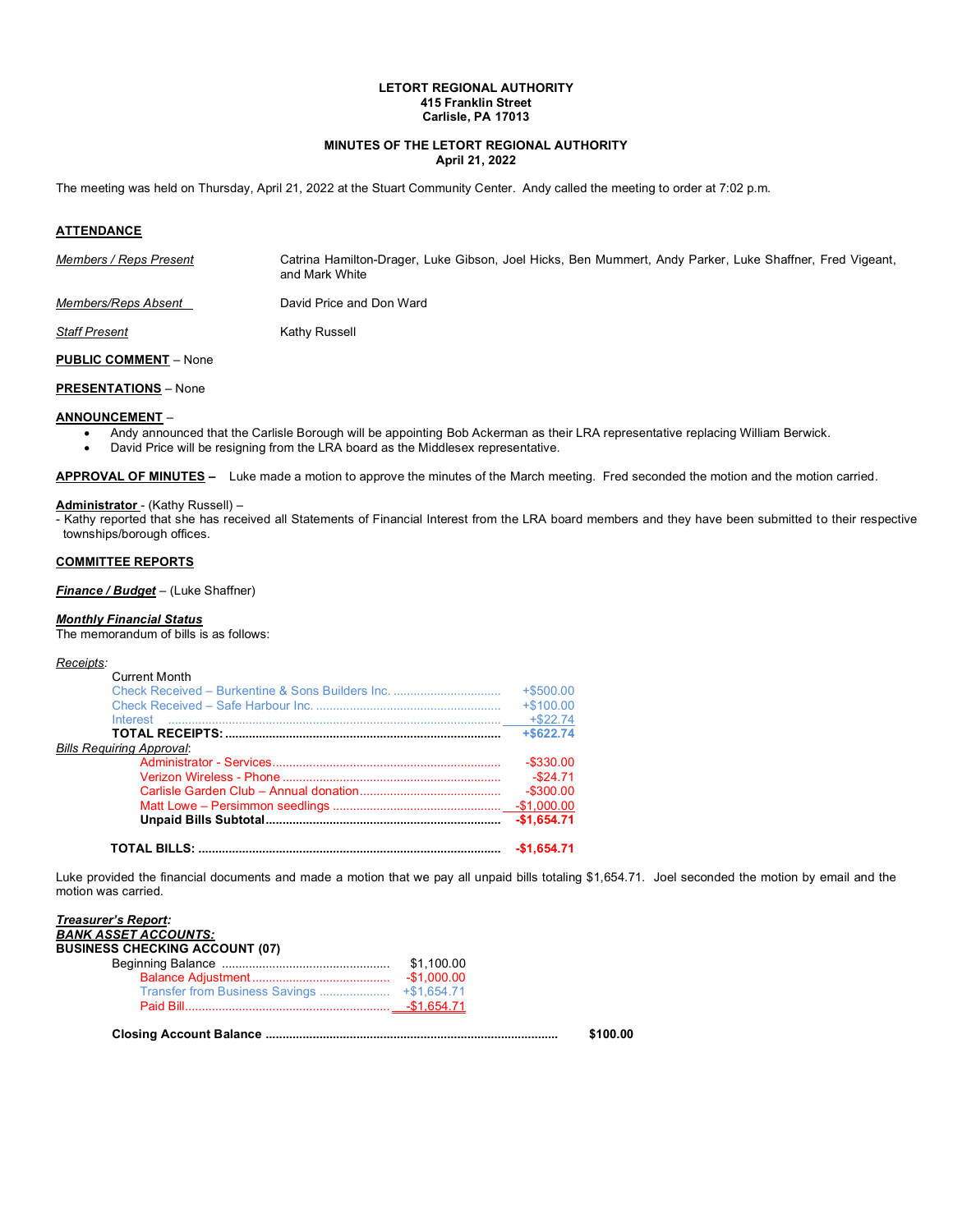**LETORT REGIONAL AUTHORITY**
**415 Franklin Street**
**Carlisle, PA 17013**

**MINUTES OF THE LETORT REGIONAL AUTHORITY**
**April 21, 2022**

The meeting was held on Thursday, April 21, 2022 at the Stuart Community Center. Andy called the meeting to order at 7:02 p.m.

## ATTENDANCE

*Members / Reps Present* — Catrina Hamilton-Drager, Luke Gibson, Joel Hicks, Ben Mummert, Andy Parker, Luke Shaffner, Fred Vigeant, and Mark White

*Members/Reps Absent* — David Price and Don Ward

*Staff Present* — Kathy Russell

**PUBLIC COMMENT** – None

**PRESENTATIONS** – None

**ANNOUNCEMENT** –

- Andy announced that the Carlisle Borough will be appointing Bob Ackerman as their LRA representative replacing William Berwick.
- David Price will be resigning from the LRA board as the Middlesex representative.

**APPROVAL OF MINUTES** – Luke made a motion to approve the minutes of the March meeting. Fred seconded the motion and the motion carried.

**Administrator** - (Kathy Russell) –

- Kathy reported that she has received all Statements of Financial Interest from the LRA board members and they have been submitted to their respective townships/borough offices.

## COMMITTEE REPORTS

***Finance / Budget*** – (Luke Shaffner)

***Monthly Financial Status***

The memorandum of bills is as follows:

*Receipts*:

| | |
|---|---|
| Current Month | |
| Check Received – Burkentine & Sons Builders Inc. | +$500.00 |
| Check Received – Safe Harbour Inc. | +$100.00 |
| Interest | +$22.74 |
| **TOTAL RECEIPTS:** | **+$622.74** |
| *Bills Requiring Approval*: | |
| Administrator - Services | -$330.00 |
| Verizon Wireless - Phone | -$24.71 |
| Carlisle Garden Club – Annual donation | -$300.00 |
| Matt Lowe – Persimmon seedlings | -$1,000.00 |
| **Unpaid Bills Subtotal** | **-$1,654.71** |
| **TOTAL BILLS:** | **-$1,654.71** |

Luke provided the financial documents and made a motion that we pay all unpaid bills totaling $1,654.71. Joel seconded the motion by email and the motion was carried.

***Treasurer's Report:***

***BANK ASSET ACCOUNTS:***

**BUSINESS CHECKING ACCOUNT (07)**

| | | |
|---|---|---|
| Beginning Balance | $1,100.00 | |
| Balance Adjustment | -$1,000.00 | |
| Transfer from Business Savings | +$1,654.71 | |
| Paid Bill | -$1,654.71 | |
| **Closing Account Balance** | | **$100.00** |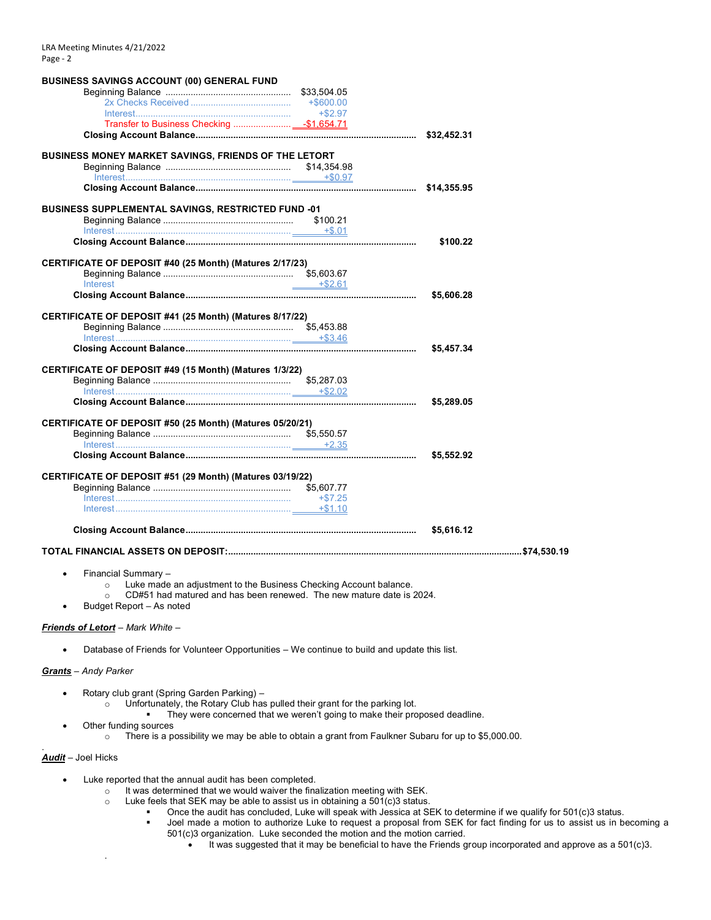**BUSINESS SAVINGS ACCOUNT (00) GENERAL FUND**

| | | |
|---|---|---|
| Beginning Balance | $33,504.05 | |
| 2x Checks Received | +$600.00 | |
| Interest | +$2.97 | |
| Transfer to Business Checking | -$1,654.71 | |
| **Closing Account Balance** | | **$32,452.31** |

**BUSINESS MONEY MARKET SAVINGS, FRIENDS OF THE LETORT**

| | | |
|---|---|---|
| Beginning Balance | $14,354.98 | |
| Interest | +$0.97 | |
| **Closing Account Balance** | | **$14,355.95** |

**BUSINESS SUPPLEMENTAL SAVINGS, RESTRICTED FUND -01**

| | | |
|---|---|---|
| Beginning Balance | $100.21 | |
| Interest | +$.01 | |
| **Closing Account Balance** | | **$100.22** |

**CERTIFICATE OF DEPOSIT #40 (25 Month) (Matures 2/17/23)**

| | | |
|---|---|---|
| Beginning Balance | $5,603.67 | |
| Interest | +$2.61 | |
| **Closing Account Balance** | | **$5,606.28** |

**CERTIFICATE OF DEPOSIT #41 (25 Month) (Matures 8/17/22)**

| | | |
|---|---|---|
| Beginning Balance | $5,453.88 | |
| Interest | +$3.46 | |
| **Closing Account Balance** | | **$5,457.34** |

**CERTIFICATE OF DEPOSIT #49 (15 Month) (Matures 1/3/22)**

| | | |
|---|---|---|
| Beginning Balance | $5,287.03 | |
| Interest | +$2.02 | |
| **Closing Account Balance** | | **$5,289.05** |

**CERTIFICATE OF DEPOSIT #50 (25 Month) (Matures 05/20/21)**

| | | |
|---|---|---|
| Beginning Balance | $5,550.57 | |
| Interest | +2.35 | |
| **Closing Account Balance** | | **$5,552.92** |

**CERTIFICATE OF DEPOSIT #51 (29 Month) (Matures 03/19/22)**

| | | |
|---|---|---|
| Beginning Balance | $5,607.77 | |
| Interest | +$7.25 | |
| Interest | +$1.10 | |
| **Closing Account Balance** | | **$5,616.12** |

**TOTAL FINANCIAL ASSETS ON DEPOSIT: $74,530.19**

- Financial Summary –
  - Luke made an adjustment to the Business Checking Account balance.
  - CD#51 had matured and has been renewed. The new mature date is 2024.
- Budget Report – As noted

***Friends of Letort*** – *Mark White* –

- Database of Friends for Volunteer Opportunities – We continue to build and update this list.

***Grants*** – *Andy Parker*

- Rotary club grant (Spring Garden Parking) –
  - Unfortunately, the Rotary Club has pulled their grant for the parking lot.
    - They were concerned that we weren't going to make their proposed deadline.
- Other funding sources
  - There is a possibility we may be able to obtain a grant from Faulkner Subaru for up to $5,000.00.

***Audit*** – Joel Hicks

- Luke reported that the annual audit has been completed.
  - It was determined that we would waiver the finalization meeting with SEK.
  - Luke feels that SEK may be able to assist us in obtaining a 501(c)3 status.
    - Once the audit has concluded, Luke will speak with Jessica at SEK to determine if we qualify for 501(c)3 status.
    - Joel made a motion to authorize Luke to request a proposal from SEK for fact finding for us to assist us in becoming a 501(c)3 organization. Luke seconded the motion and the motion carried.
      - It was suggested that it may be beneficial to have the Friends group incorporated and approve as a 501(c)3.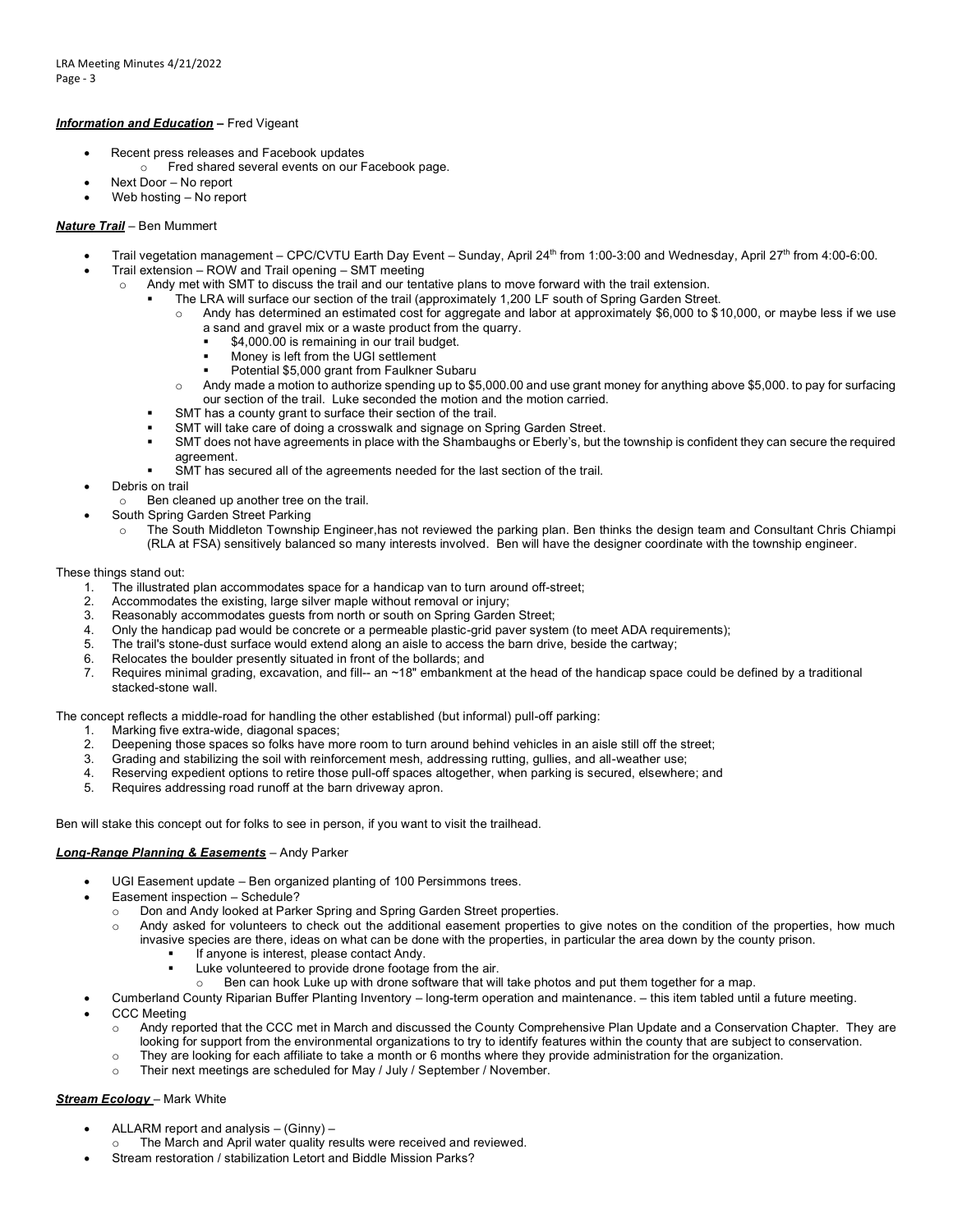***Information and Education*** – Fred Vigeant

- Recent press releases and Facebook updates
  - Fred shared several events on our Facebook page.
- Next Door – No report
- Web hosting – No report

***Nature Trail*** – Ben Mummert

- Trail vegetation management – CPC/CVTU Earth Day Event – Sunday, April 24th from 1:00-3:00 and Wednesday, April 27th from 4:00-6:00.
- Trail extension – ROW and Trail opening – SMT meeting
  - Andy met with SMT to discuss the trail and our tentative plans to move forward with the trail extension.
    - The LRA will surface our section of the trail (approximately 1,200 LF south of Spring Garden Street.
      - Andy has determined an estimated cost for aggregate and labor at approximately $6,000 to $10,000, or maybe less if we use a sand and gravel mix or a waste product from the quarry.
        - $4,000.00 is remaining in our trail budget.
        - Money is left from the UGI settlement
        - Potential $5,000 grant from Faulkner Subaru
      - Andy made a motion to authorize spending up to $5,000.00 and use grant money for anything above $5,000. to pay for surfacing our section of the trail. Luke seconded the motion and the motion carried.
    - SMT has a county grant to surface their section of the trail.
    - SMT will take care of doing a crosswalk and signage on Spring Garden Street.
    - SMT does not have agreements in place with the Shambaughs or Eberly's, but the township is confident they can secure the required agreement.
    - SMT has secured all of the agreements needed for the last section of the trail.
- Debris on trail
  - Ben cleaned up another tree on the trail.
- South Spring Garden Street Parking
  - The South Middleton Township Engineer,has not reviewed the parking plan. Ben thinks the design team and Consultant Chris Chiampi (RLA at FSA) sensitively balanced so many interests involved. Ben will have the designer coordinate with the township engineer.

These things stand out:

1. The illustrated plan accommodates space for a handicap van to turn around off-street;
2. Accommodates the existing, large silver maple without removal or injury;
3. Reasonably accommodates guests from north or south on Spring Garden Street;
4. Only the handicap pad would be concrete or a permeable plastic-grid paver system (to meet ADA requirements);
5. The trail's stone-dust surface would extend along an aisle to access the barn drive, beside the cartway;
6. Relocates the boulder presently situated in front of the bollards; and
7. Requires minimal grading, excavation, and fill-- an ~18" embankment at the head of the handicap space could be defined by a traditional stacked-stone wall.

The concept reflects a middle-road for handling the other established (but informal) pull-off parking:

1. Marking five extra-wide, diagonal spaces;
2. Deepening those spaces so folks have more room to turn around behind vehicles in an aisle still off the street;
3. Grading and stabilizing the soil with reinforcement mesh, addressing rutting, gullies, and all-weather use;
4. Reserving expedient options to retire those pull-off spaces altogether, when parking is secured, elsewhere; and
5. Requires addressing road runoff at the barn driveway apron.

Ben will stake this concept out for folks to see in person, if you want to visit the trailhead.

***Long-Range Planning & Easements*** – Andy Parker

- UGI Easement update – Ben organized planting of 100 Persimmons trees.
- Easement inspection – Schedule?
  - Don and Andy looked at Parker Spring and Spring Garden Street properties.
  - Andy asked for volunteers to check out the additional easement properties to give notes on the condition of the properties, how much invasive species are there, ideas on what can be done with the properties, in particular the area down by the county prison.
    - If anyone is interest, please contact Andy.
    - Luke volunteered to provide drone footage from the air.
      - Ben can hook Luke up with drone software that will take photos and put them together for a map.
- Cumberland County Riparian Buffer Planting Inventory – long-term operation and maintenance. – this item tabled until a future meeting.
- CCC Meeting
  - Andy reported that the CCC met in March and discussed the County Comprehensive Plan Update and a Conservation Chapter. They are looking for support from the environmental organizations to try to identify features within the county that are subject to conservation.
  - They are looking for each affiliate to take a month or 6 months where they provide administration for the organization.
  - Their next meetings are scheduled for May / July / September / November.

***Stream Ecology*** – Mark White

- ALLARM report and analysis – (Ginny) –
  - The March and April water quality results were received and reviewed.
- Stream restoration / stabilization Letort and Biddle Mission Parks?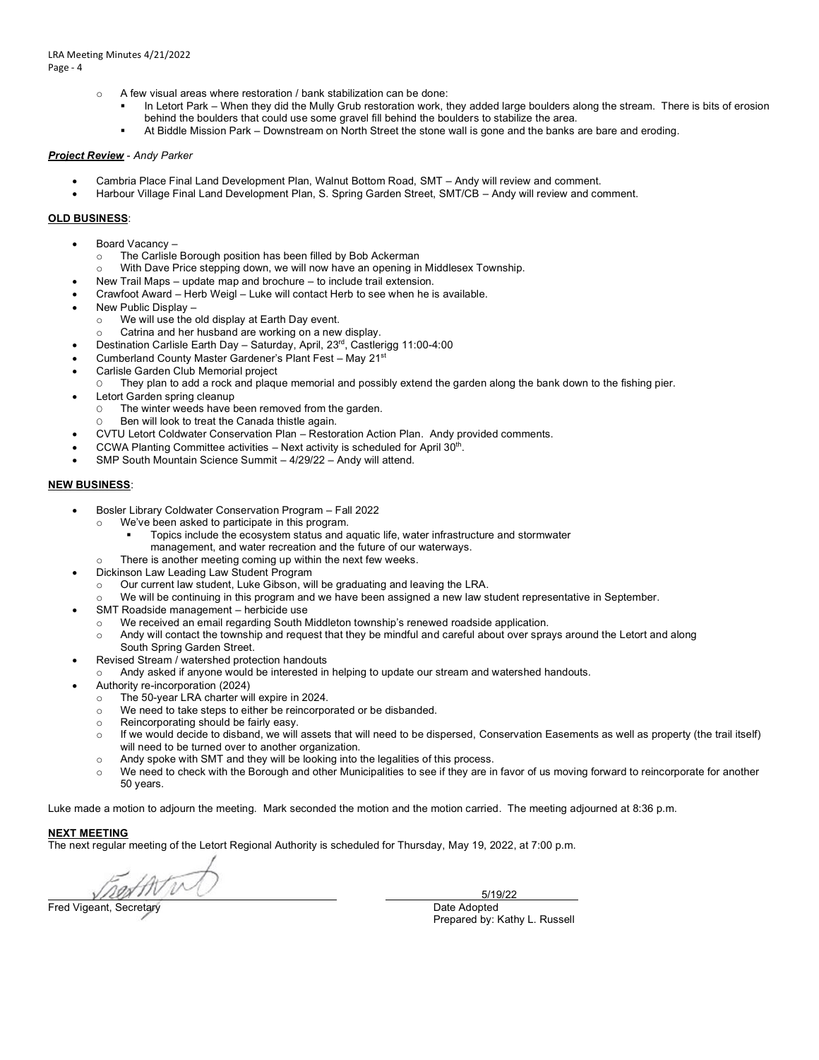- A few visual areas where restoration / bank stabilization can be done:
  - In Letort Park – When they did the Mully Grub restoration work, they added large boulders along the stream. There is bits of erosion behind the boulders that could use some gravel fill behind the boulders to stabilize the area.
  - At Biddle Mission Park – Downstream on North Street the stone wall is gone and the banks are bare and eroding.

***Project Review*** - *Andy Parker*

- Cambria Place Final Land Development Plan, Walnut Bottom Road, SMT – Andy will review and comment.
- Harbour Village Final Land Development Plan, S. Spring Garden Street, SMT/CB – Andy will review and comment.

**OLD BUSINESS**:

- Board Vacancy –
  - The Carlisle Borough position has been filled by Bob Ackerman
  - With Dave Price stepping down, we will now have an opening in Middlesex Township.
- New Trail Maps – update map and brochure – to include trail extension.
- Crawfoot Award – Herb Weigl – Luke will contact Herb to see when he is available.
- New Public Display –
  - We will use the old display at Earth Day event.
  - Catrina and her husband are working on a new display.
- Destination Carlisle Earth Day – Saturday, April, 23rd, Castlerigg 11:00-4:00
- Cumberland County Master Gardener's Plant Fest – May 21st
- Carlisle Garden Club Memorial project
  - They plan to add a rock and plaque memorial and possibly extend the garden along the bank down to the fishing pier.
- Letort Garden spring cleanup
  - The winter weeds have been removed from the garden.
  - Ben will look to treat the Canada thistle again.
- CVTU Letort Coldwater Conservation Plan – Restoration Action Plan. Andy provided comments.
- CCWA Planting Committee activities – Next activity is scheduled for April 30th.
- SMP South Mountain Science Summit – 4/29/22 – Andy will attend.

**NEW BUSINESS**:

- Bosler Library Coldwater Conservation Program – Fall 2022
  - We've been asked to participate in this program.
    - Topics include the ecosystem status and aquatic life, water infrastructure and stormwater management, and water recreation and the future of our waterways.
  - There is another meeting coming up within the next few weeks.
- Dickinson Law Leading Law Student Program
  - Our current law student, Luke Gibson, will be graduating and leaving the LRA.
  - We will be continuing in this program and we have been assigned a new law student representative in September.
- SMT Roadside management – herbicide use
  - We received an email regarding South Middleton township's renewed roadside application.
  - Andy will contact the township and request that they be mindful and careful about over sprays around the Letort and along South Spring Garden Street.
- Revised Stream / watershed protection handouts
  - Andy asked if anyone would be interested in helping to update our stream and watershed handouts.
- Authority re-incorporation (2024)
  - The 50-year LRA charter will expire in 2024.
  - We need to take steps to either be reincorporated or be disbanded.
  - Reincorporating should be fairly easy.
  - If we would decide to disband, we will assets that will need to be dispersed, Conservation Easements as well as property (the trail itself) will need to be turned over to another organization.
  - Andy spoke with SMT and they will be looking into the legalities of this process.
  - We need to check with the Borough and other Municipalities to see if they are in favor of us moving forward to reincorporate for another 50 years.

Luke made a motion to adjourn the meeting. Mark seconded the motion and the motion carried. The meeting adjourned at 8:36 p.m.

**NEXT MEETING**

The next regular meeting of the Letort Regional Authority is scheduled for Thursday, May 19, 2022, at 7:00 p.m.

Fred Vigeant, Secretary

5/19/22
Date Adopted
Prepared by: Kathy L. Russell